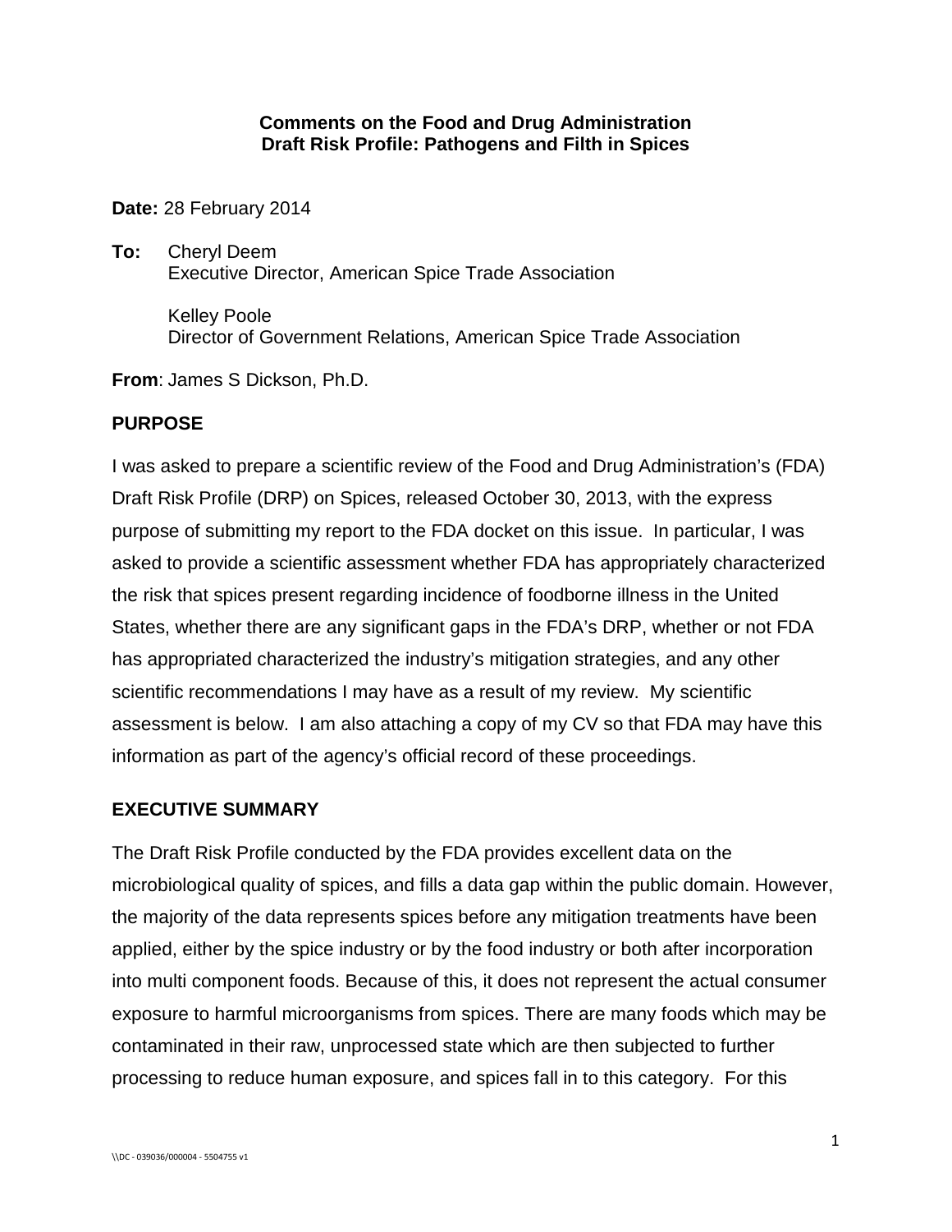**Comments on the Food and Drug Administration**
**Draft Risk Profile: Pathogens and Filth in Spices**

**Date:** 28 February 2014

**To:** Cheryl Deem
Executive Director, American Spice Trade Association

Kelley Poole
Director of Government Relations, American Spice Trade Association

**From**: James S Dickson, Ph.D.

## PURPOSE

I was asked to prepare a scientific review of the Food and Drug Administration's (FDA) Draft Risk Profile (DRP) on Spices, released October 30, 2013, with the express purpose of submitting my report to the FDA docket on this issue. In particular, I was asked to provide a scientific assessment whether FDA has appropriately characterized the risk that spices present regarding incidence of foodborne illness in the United States, whether there are any significant gaps in the FDA's DRP, whether or not FDA has appropriated characterized the industry's mitigation strategies, and any other scientific recommendations I may have as a result of my review. My scientific assessment is below. I am also attaching a copy of my CV so that FDA may have this information as part of the agency's official record of these proceedings.

## EXECUTIVE SUMMARY

The Draft Risk Profile conducted by the FDA provides excellent data on the microbiological quality of spices, and fills a data gap within the public domain. However, the majority of the data represents spices before any mitigation treatments have been applied, either by the spice industry or by the food industry or both after incorporation into multi component foods. Because of this, it does not represent the actual consumer exposure to harmful microorganisms from spices. There are many foods which may be contaminated in their raw, unprocessed state which are then subjected to further processing to reduce human exposure, and spices fall in to this category. For this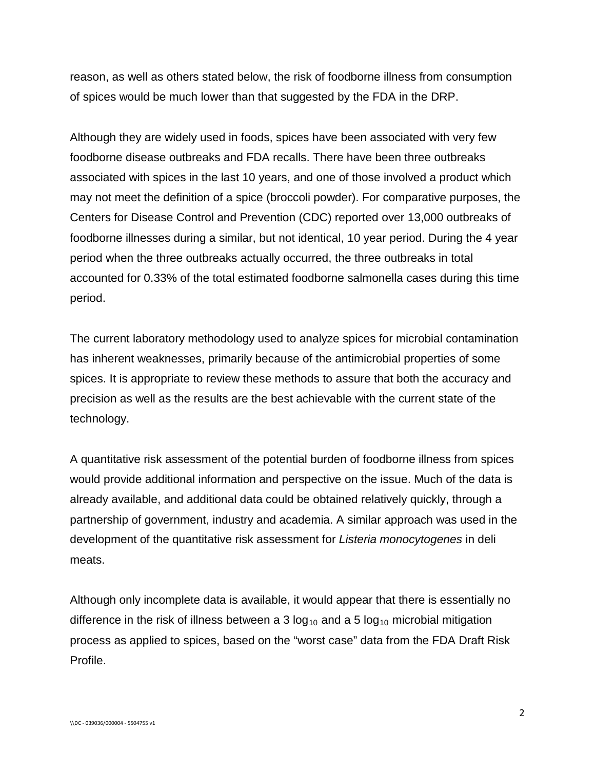reason, as well as others stated below, the risk of foodborne illness from consumption of spices would be much lower than that suggested by the FDA in the DRP.

Although they are widely used in foods, spices have been associated with very few foodborne disease outbreaks and FDA recalls. There have been three outbreaks associated with spices in the last 10 years, and one of those involved a product which may not meet the definition of a spice (broccoli powder). For comparative purposes, the Centers for Disease Control and Prevention (CDC) reported over 13,000 outbreaks of foodborne illnesses during a similar, but not identical, 10 year period. During the 4 year period when the three outbreaks actually occurred, the three outbreaks in total accounted for 0.33% of the total estimated foodborne salmonella cases during this time period.

The current laboratory methodology used to analyze spices for microbial contamination has inherent weaknesses, primarily because of the antimicrobial properties of some spices. It is appropriate to review these methods to assure that both the accuracy and precision as well as the results are the best achievable with the current state of the technology.

A quantitative risk assessment of the potential burden of foodborne illness from spices would provide additional information and perspective on the issue. Much of the data is already available, and additional data could be obtained relatively quickly, through a partnership of government, industry and academia. A similar approach was used in the development of the quantitative risk assessment for *Listeria monocytogenes* in deli meats.

Although only incomplete data is available, it would appear that there is essentially no difference in the risk of illness between a 3 $\log_{10}$ and a 5 $\log_{10}$ microbial mitigation process as applied to spices, based on the “worst case” data from the FDA Draft Risk Profile.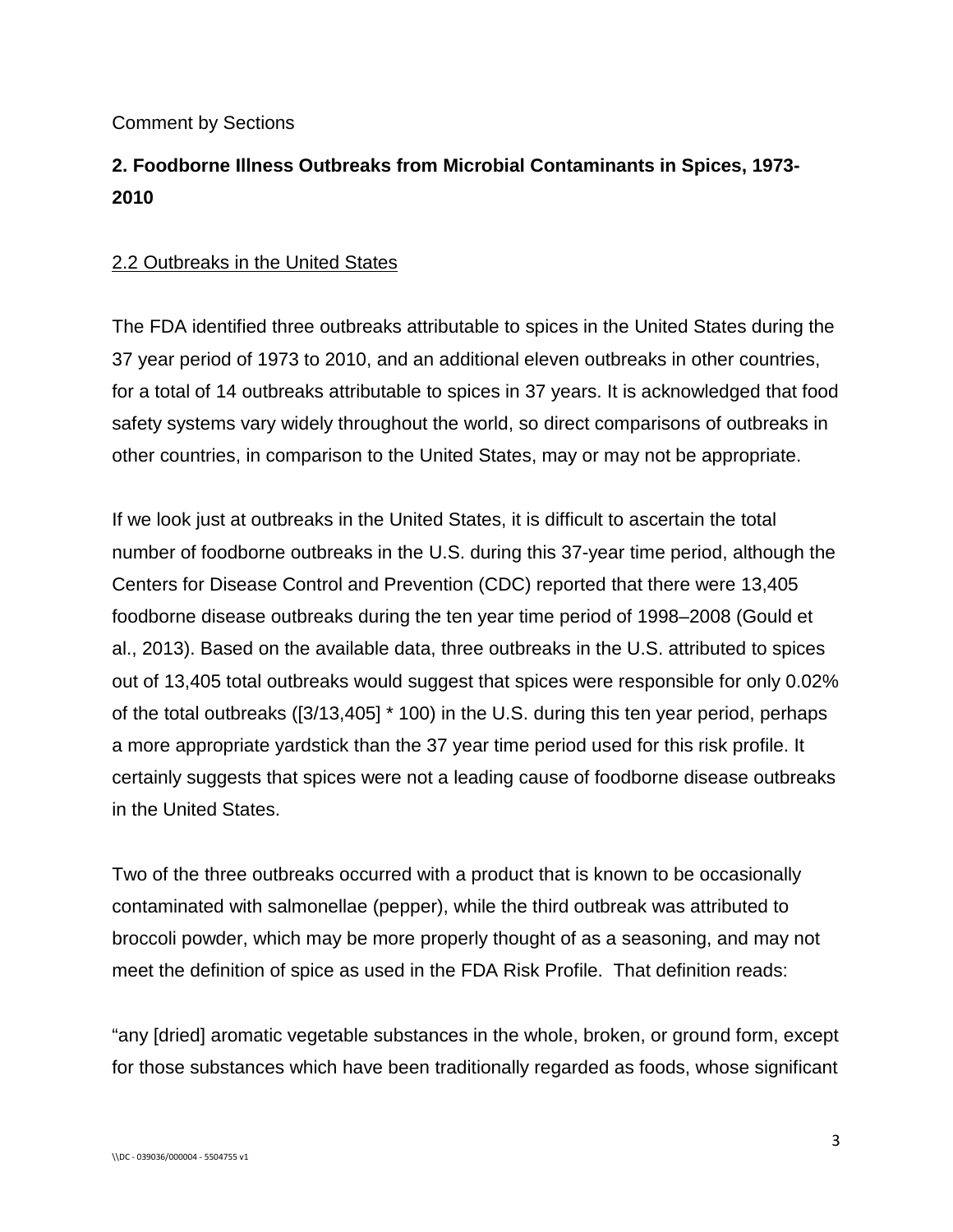Comment by Sections

## 2. Foodborne Illness Outbreaks from Microbial Contaminants in Spices, 1973-2010

2.2 Outbreaks in the United States

The FDA identified three outbreaks attributable to spices in the United States during the 37 year period of 1973 to 2010, and an additional eleven outbreaks in other countries, for a total of 14 outbreaks attributable to spices in 37 years. It is acknowledged that food safety systems vary widely throughout the world, so direct comparisons of outbreaks in other countries, in comparison to the United States, may or may not be appropriate.

If we look just at outbreaks in the United States, it is difficult to ascertain the total number of foodborne outbreaks in the U.S. during this 37-year time period, although the Centers for Disease Control and Prevention (CDC) reported that there were 13,405 foodborne disease outbreaks during the ten year time period of 1998–2008 (Gould et al., 2013). Based on the available data, three outbreaks in the U.S. attributed to spices out of 13,405 total outbreaks would suggest that spices were responsible for only 0.02% of the total outbreaks ([3/13,405] * 100) in the U.S. during this ten year period, perhaps a more appropriate yardstick than the 37 year time period used for this risk profile. It certainly suggests that spices were not a leading cause of foodborne disease outbreaks in the United States.

Two of the three outbreaks occurred with a product that is known to be occasionally contaminated with salmonellae (pepper), while the third outbreak was attributed to broccoli powder, which may be more properly thought of as a seasoning, and may not meet the definition of spice as used in the FDA Risk Profile. That definition reads:

"any [dried] aromatic vegetable substances in the whole, broken, or ground form, except for those substances which have been traditionally regarded as foods, whose significant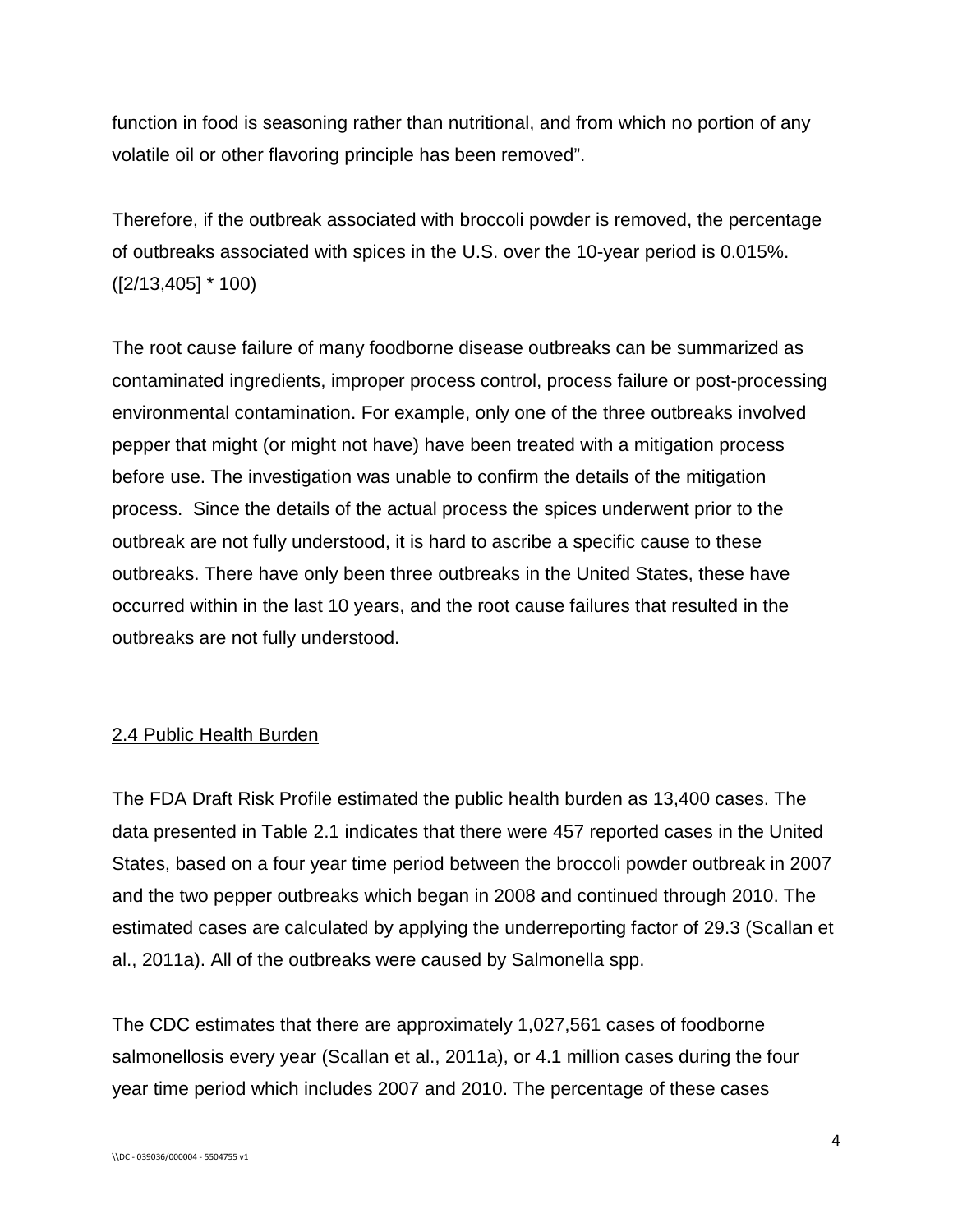function in food is seasoning rather than nutritional, and from which no portion of any volatile oil or other flavoring principle has been removed".

Therefore, if the outbreak associated with broccoli powder is removed, the percentage of outbreaks associated with spices in the U.S. over the 10-year period is 0.015%. ([2/13,405] * 100)

The root cause failure of many foodborne disease outbreaks can be summarized as contaminated ingredients, improper process control, process failure or post-processing environmental contamination. For example, only one of the three outbreaks involved pepper that might (or might not have) have been treated with a mitigation process before use. The investigation was unable to confirm the details of the mitigation process. Since the details of the actual process the spices underwent prior to the outbreak are not fully understood, it is hard to ascribe a specific cause to these outbreaks. There have only been three outbreaks in the United States, these have occurred within in the last 10 years, and the root cause failures that resulted in the outbreaks are not fully understood.

## 2.4 Public Health Burden

The FDA Draft Risk Profile estimated the public health burden as 13,400 cases. The data presented in Table 2.1 indicates that there were 457 reported cases in the United States, based on a four year time period between the broccoli powder outbreak in 2007 and the two pepper outbreaks which began in 2008 and continued through 2010. The estimated cases are calculated by applying the underreporting factor of 29.3 (Scallan et al., 2011a). All of the outbreaks were caused by Salmonella spp.

The CDC estimates that there are approximately 1,027,561 cases of foodborne salmonellosis every year (Scallan et al., 2011a), or 4.1 million cases during the four year time period which includes 2007 and 2010. The percentage of these cases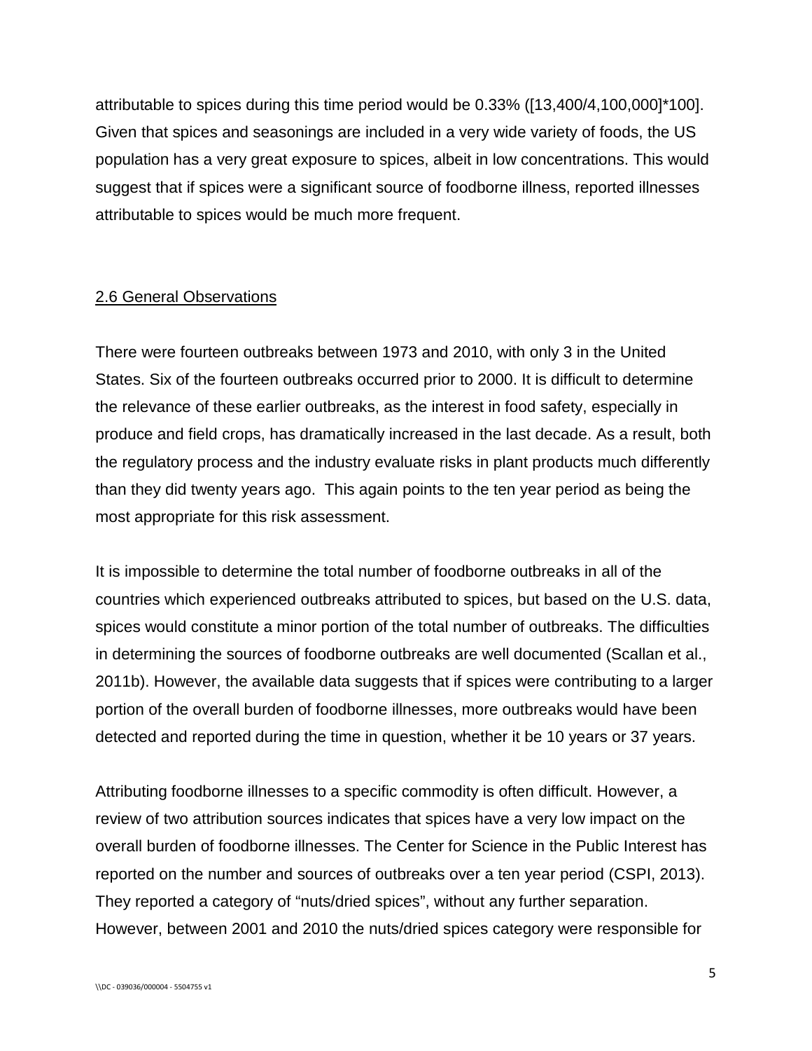attributable to spices during this time period would be 0.33% ([13,400/4,100,000]*100]. Given that spices and seasonings are included in a very wide variety of foods, the US population has a very great exposure to spices, albeit in low concentrations. This would suggest that if spices were a significant source of foodborne illness, reported illnesses attributable to spices would be much more frequent.

## 2.6 General Observations

There were fourteen outbreaks between 1973 and 2010, with only 3 in the United States. Six of the fourteen outbreaks occurred prior to 2000. It is difficult to determine the relevance of these earlier outbreaks, as the interest in food safety, especially in produce and field crops, has dramatically increased in the last decade. As a result, both the regulatory process and the industry evaluate risks in plant products much differently than they did twenty years ago. This again points to the ten year period as being the most appropriate for this risk assessment.

It is impossible to determine the total number of foodborne outbreaks in all of the countries which experienced outbreaks attributed to spices, but based on the U.S. data, spices would constitute a minor portion of the total number of outbreaks. The difficulties in determining the sources of foodborne outbreaks are well documented (Scallan et al., 2011b). However, the available data suggests that if spices were contributing to a larger portion of the overall burden of foodborne illnesses, more outbreaks would have been detected and reported during the time in question, whether it be 10 years or 37 years.

Attributing foodborne illnesses to a specific commodity is often difficult. However, a review of two attribution sources indicates that spices have a very low impact on the overall burden of foodborne illnesses. The Center for Science in the Public Interest has reported on the number and sources of outbreaks over a ten year period (CSPI, 2013). They reported a category of "nuts/dried spices", without any further separation. However, between 2001 and 2010 the nuts/dried spices category were responsible for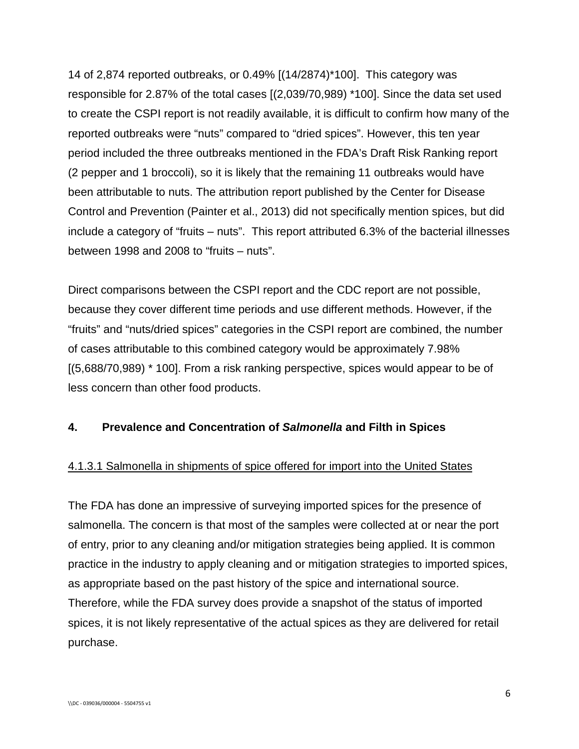14 of 2,874 reported outbreaks, or 0.49% [(14/2874)*100]. This category was responsible for 2.87% of the total cases [(2,039/70,989) *100]. Since the data set used to create the CSPI report is not readily available, it is difficult to confirm how many of the reported outbreaks were "nuts" compared to "dried spices". However, this ten year period included the three outbreaks mentioned in the FDA's Draft Risk Ranking report (2 pepper and 1 broccoli), so it is likely that the remaining 11 outbreaks would have been attributable to nuts. The attribution report published by the Center for Disease Control and Prevention (Painter et al., 2013) did not specifically mention spices, but did include a category of "fruits – nuts". This report attributed 6.3% of the bacterial illnesses between 1998 and 2008 to "fruits – nuts".

Direct comparisons between the CSPI report and the CDC report are not possible, because they cover different time periods and use different methods. However, if the "fruits" and "nuts/dried spices" categories in the CSPI report are combined, the number of cases attributable to this combined category would be approximately 7.98% [(5,688/70,989) * 100]. From a risk ranking perspective, spices would appear to be of less concern than other food products.

## 4. Prevalence and Concentration of *Salmonella* and Filth in Spices

4.1.3.1 Salmonella in shipments of spice offered for import into the United States

The FDA has done an impressive of surveying imported spices for the presence of salmonella. The concern is that most of the samples were collected at or near the port of entry, prior to any cleaning and/or mitigation strategies being applied. It is common practice in the industry to apply cleaning and or mitigation strategies to imported spices, as appropriate based on the past history of the spice and international source. Therefore, while the FDA survey does provide a snapshot of the status of imported spices, it is not likely representative of the actual spices as they are delivered for retail purchase.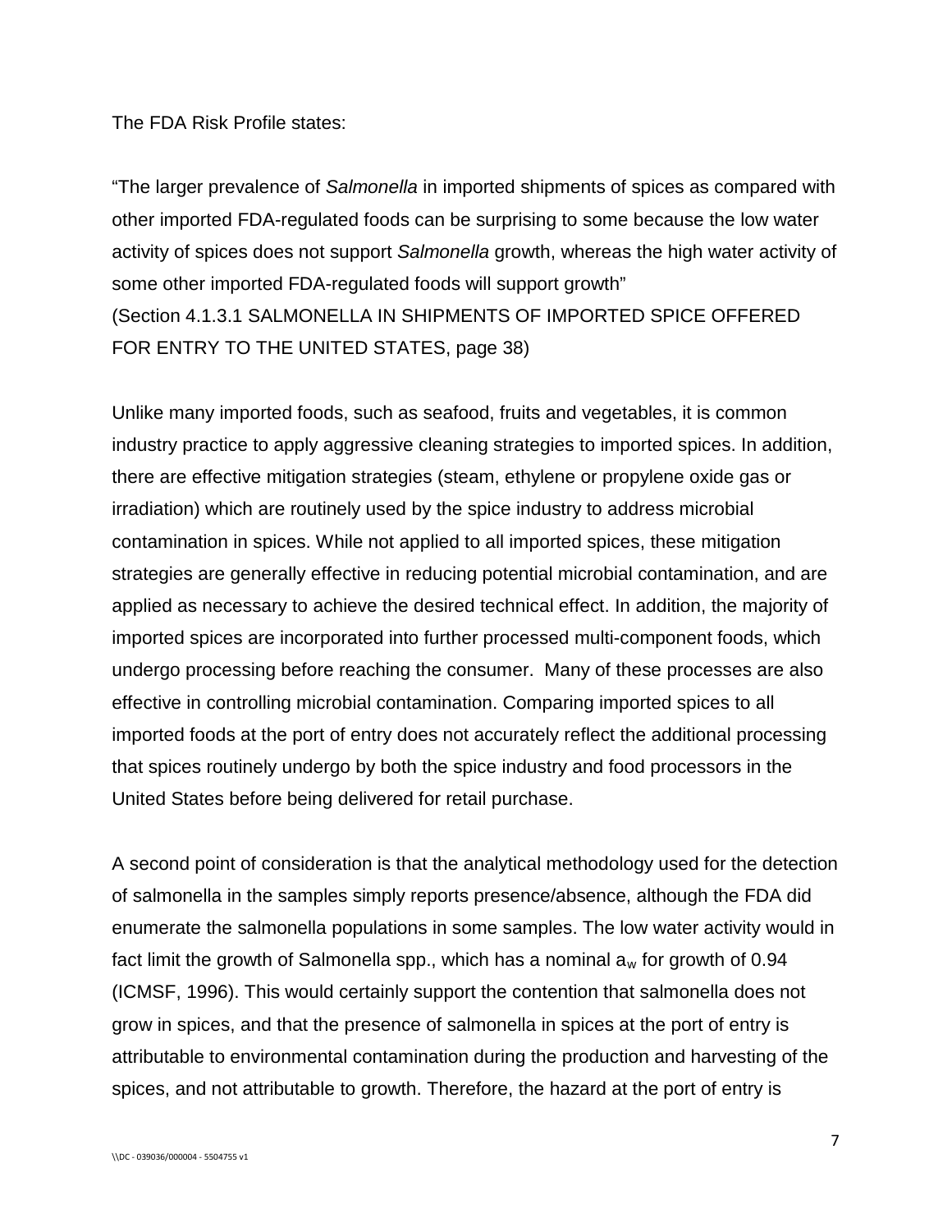The FDA Risk Profile states:

"The larger prevalence of *Salmonella* in imported shipments of spices as compared with other imported FDA-regulated foods can be surprising to some because the low water activity of spices does not support *Salmonella* growth, whereas the high water activity of some other imported FDA-regulated foods will support growth"
(Section 4.1.3.1 SALMONELLA IN SHIPMENTS OF IMPORTED SPICE OFFERED FOR ENTRY TO THE UNITED STATES, page 38)

Unlike many imported foods, such as seafood, fruits and vegetables, it is common industry practice to apply aggressive cleaning strategies to imported spices. In addition, there are effective mitigation strategies (steam, ethylene or propylene oxide gas or irradiation) which are routinely used by the spice industry to address microbial contamination in spices. While not applied to all imported spices, these mitigation strategies are generally effective in reducing potential microbial contamination, and are applied as necessary to achieve the desired technical effect. In addition, the majority of imported spices are incorporated into further processed multi-component foods, which undergo processing before reaching the consumer. Many of these processes are also effective in controlling microbial contamination. Comparing imported spices to all imported foods at the port of entry does not accurately reflect the additional processing that spices routinely undergo by both the spice industry and food processors in the United States before being delivered for retail purchase.

A second point of consideration is that the analytical methodology used for the detection of salmonella in the samples simply reports presence/absence, although the FDA did enumerate the salmonella populations in some samples. The low water activity would in fact limit the growth of Salmonella spp., which has a nominal $a_w$ for growth of 0.94 (ICMSF, 1996). This would certainly support the contention that salmonella does not grow in spices, and that the presence of salmonella in spices at the port of entry is attributable to environmental contamination during the production and harvesting of the spices, and not attributable to growth. Therefore, the hazard at the port of entry is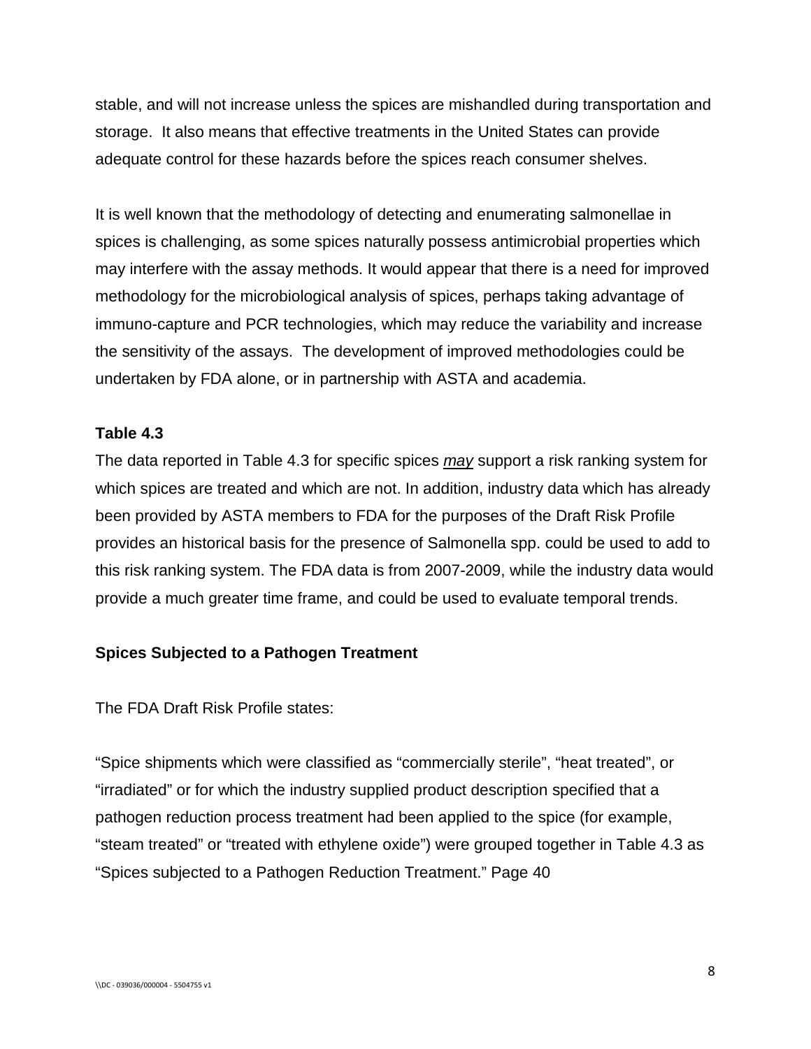stable, and will not increase unless the spices are mishandled during transportation and storage. It also means that effective treatments in the United States can provide adequate control for these hazards before the spices reach consumer shelves.

It is well known that the methodology of detecting and enumerating salmonellae in spices is challenging, as some spices naturally possess antimicrobial properties which may interfere with the assay methods. It would appear that there is a need for improved methodology for the microbiological analysis of spices, perhaps taking advantage of immuno-capture and PCR technologies, which may reduce the variability and increase the sensitivity of the assays. The development of improved methodologies could be undertaken by FDA alone, or in partnership with ASTA and academia.

**Table 4.3**

The data reported in Table 4.3 for specific spices *may* support a risk ranking system for which spices are treated and which are not. In addition, industry data which has already been provided by ASTA members to FDA for the purposes of the Draft Risk Profile provides an historical basis for the presence of Salmonella spp. could be used to add to this risk ranking system. The FDA data is from 2007-2009, while the industry data would provide a much greater time frame, and could be used to evaluate temporal trends.

**Spices Subjected to a Pathogen Treatment**

The FDA Draft Risk Profile states:

"Spice shipments which were classified as "commercially sterile", "heat treated", or "irradiated" or for which the industry supplied product description specified that a pathogen reduction process treatment had been applied to the spice (for example, "steam treated" or "treated with ethylene oxide") were grouped together in Table 4.3 as "Spices subjected to a Pathogen Reduction Treatment." Page 40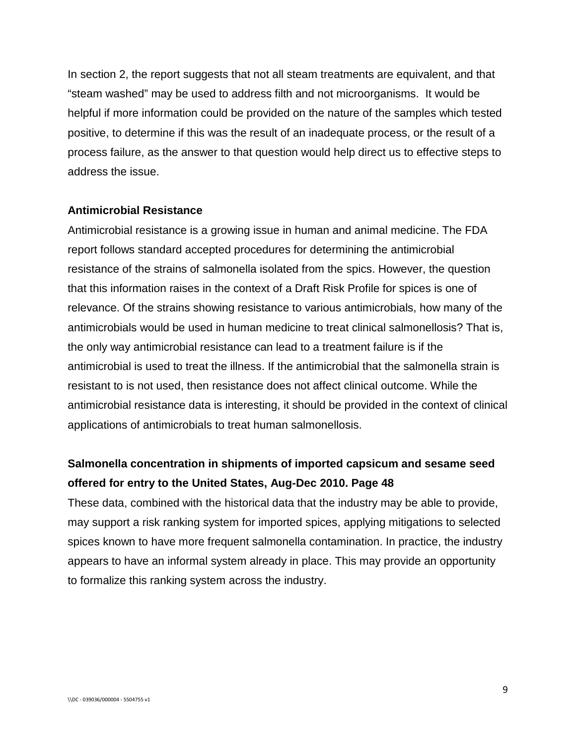In section 2, the report suggests that not all steam treatments are equivalent, and that "steam washed" may be used to address filth and not microorganisms. It would be helpful if more information could be provided on the nature of the samples which tested positive, to determine if this was the result of an inadequate process, or the result of a process failure, as the answer to that question would help direct us to effective steps to address the issue.

**Antimicrobial Resistance**

Antimicrobial resistance is a growing issue in human and animal medicine. The FDA report follows standard accepted procedures for determining the antimicrobial resistance of the strains of salmonella isolated from the spics. However, the question that this information raises in the context of a Draft Risk Profile for spices is one of relevance. Of the strains showing resistance to various antimicrobials, how many of the antimicrobials would be used in human medicine to treat clinical salmonellosis? That is, the only way antimicrobial resistance can lead to a treatment failure is if the antimicrobial is used to treat the illness. If the antimicrobial that the salmonella strain is resistant to is not used, then resistance does not affect clinical outcome. While the antimicrobial resistance data is interesting, it should be provided in the context of clinical applications of antimicrobials to treat human salmonellosis.

**Salmonella concentration in shipments of imported capsicum and sesame seed offered for entry to the United States, Aug-Dec 2010. Page 48**

These data, combined with the historical data that the industry may be able to provide, may support a risk ranking system for imported spices, applying mitigations to selected spices known to have more frequent salmonella contamination. In practice, the industry appears to have an informal system already in place. This may provide an opportunity to formalize this ranking system across the industry.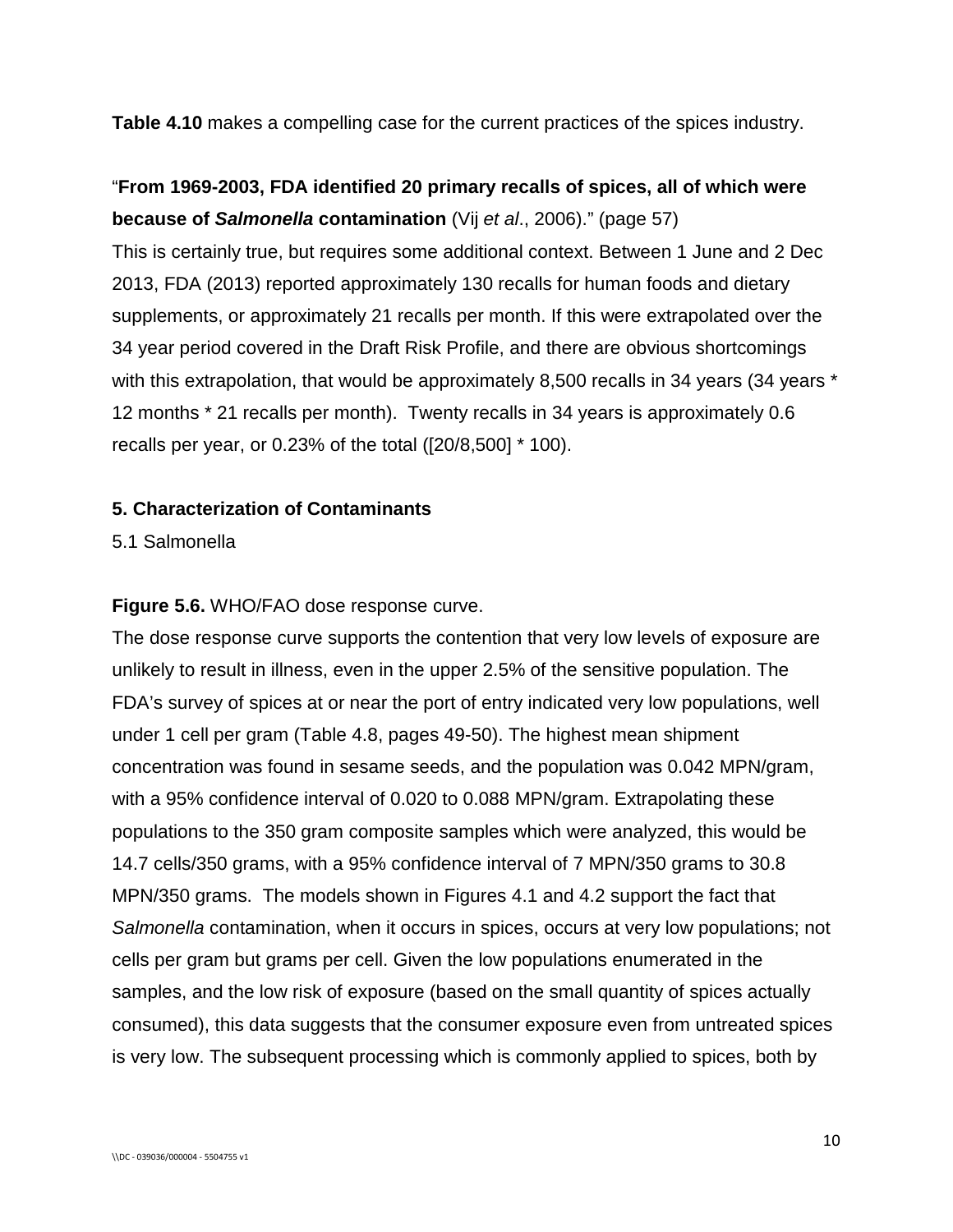**Table 4.10** makes a compelling case for the current practices of the spices industry.

"**From 1969-2003, FDA identified 20 primary recalls of spices, all of which were because of *Salmonella* contamination** (Vij *et al*., 2006)." (page 57)

This is certainly true, but requires some additional context. Between 1 June and 2 Dec 2013, FDA (2013) reported approximately 130 recalls for human foods and dietary supplements, or approximately 21 recalls per month. If this were extrapolated over the 34 year period covered in the Draft Risk Profile, and there are obvious shortcomings with this extrapolation, that would be approximately 8,500 recalls in 34 years (34 years * 12 months * 21 recalls per month). Twenty recalls in 34 years is approximately 0.6 recalls per year, or 0.23% of the total ([20/8,500] * 100).

## 5. Characterization of Contaminants

5.1 Salmonella

**Figure 5.6.** WHO/FAO dose response curve.

The dose response curve supports the contention that very low levels of exposure are unlikely to result in illness, even in the upper 2.5% of the sensitive population. The FDA's survey of spices at or near the port of entry indicated very low populations, well under 1 cell per gram (Table 4.8, pages 49-50). The highest mean shipment concentration was found in sesame seeds, and the population was 0.042 MPN/gram, with a 95% confidence interval of 0.020 to 0.088 MPN/gram. Extrapolating these populations to the 350 gram composite samples which were analyzed, this would be 14.7 cells/350 grams, with a 95% confidence interval of 7 MPN/350 grams to 30.8 MPN/350 grams. The models shown in Figures 4.1 and 4.2 support the fact that *Salmonella* contamination, when it occurs in spices, occurs at very low populations; not cells per gram but grams per cell. Given the low populations enumerated in the samples, and the low risk of exposure (based on the small quantity of spices actually consumed), this data suggests that the consumer exposure even from untreated spices is very low. The subsequent processing which is commonly applied to spices, both by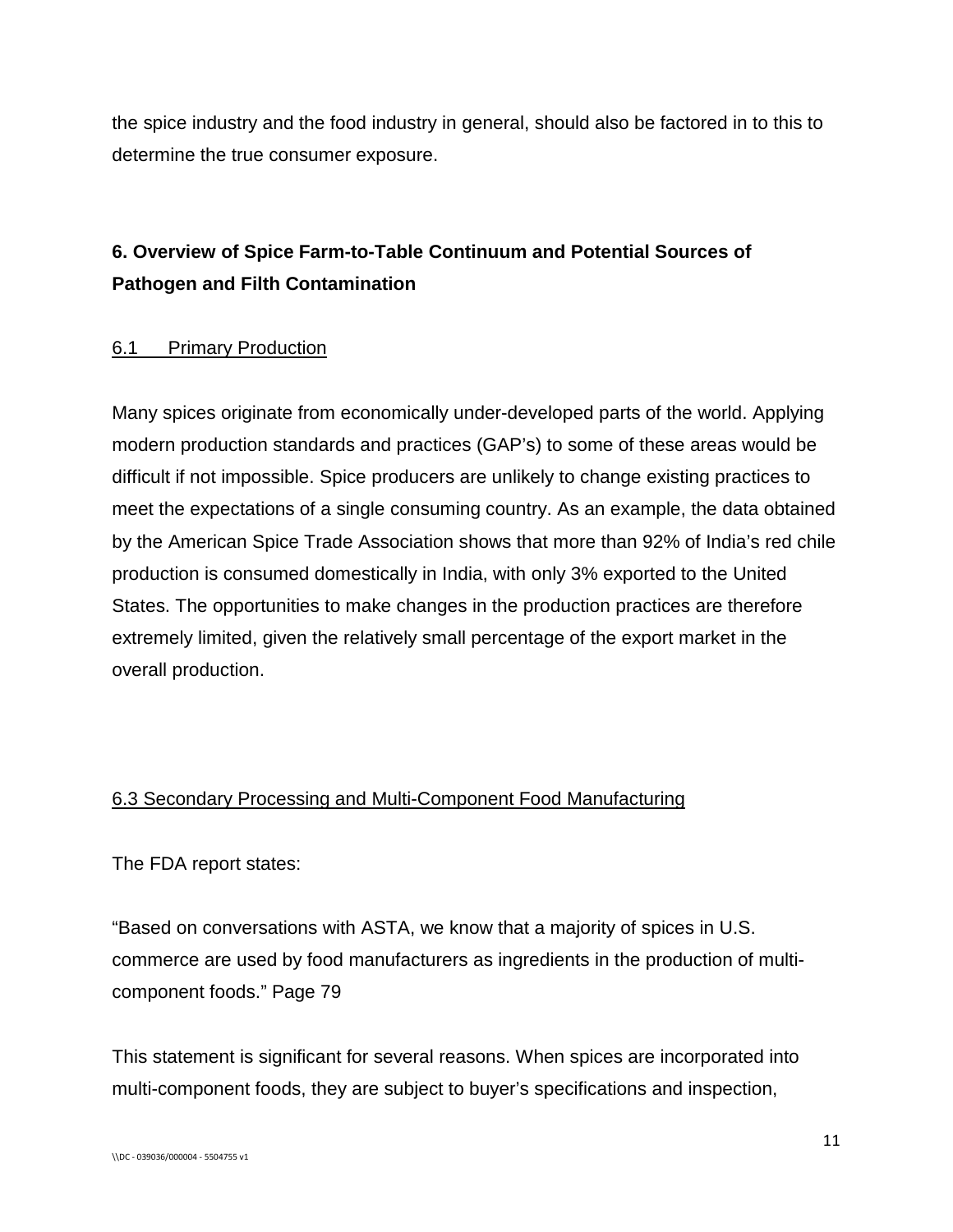the spice industry and the food industry in general, should also be factored in to this to determine the true consumer exposure.

## 6. Overview of Spice Farm-to-Table Continuum and Potential Sources of Pathogen and Filth Contamination

### 6.1 Primary Production

Many spices originate from economically under-developed parts of the world. Applying modern production standards and practices (GAP's) to some of these areas would be difficult if not impossible. Spice producers are unlikely to change existing practices to meet the expectations of a single consuming country. As an example, the data obtained by the American Spice Trade Association shows that more than 92% of India's red chile production is consumed domestically in India, with only 3% exported to the United States. The opportunities to make changes in the production practices are therefore extremely limited, given the relatively small percentage of the export market in the overall production.

### 6.3 Secondary Processing and Multi-Component Food Manufacturing

The FDA report states:

"Based on conversations with ASTA, we know that a majority of spices in U.S. commerce are used by food manufacturers as ingredients in the production of multi-component foods." Page 79

This statement is significant for several reasons. When spices are incorporated into multi-component foods, they are subject to buyer's specifications and inspection,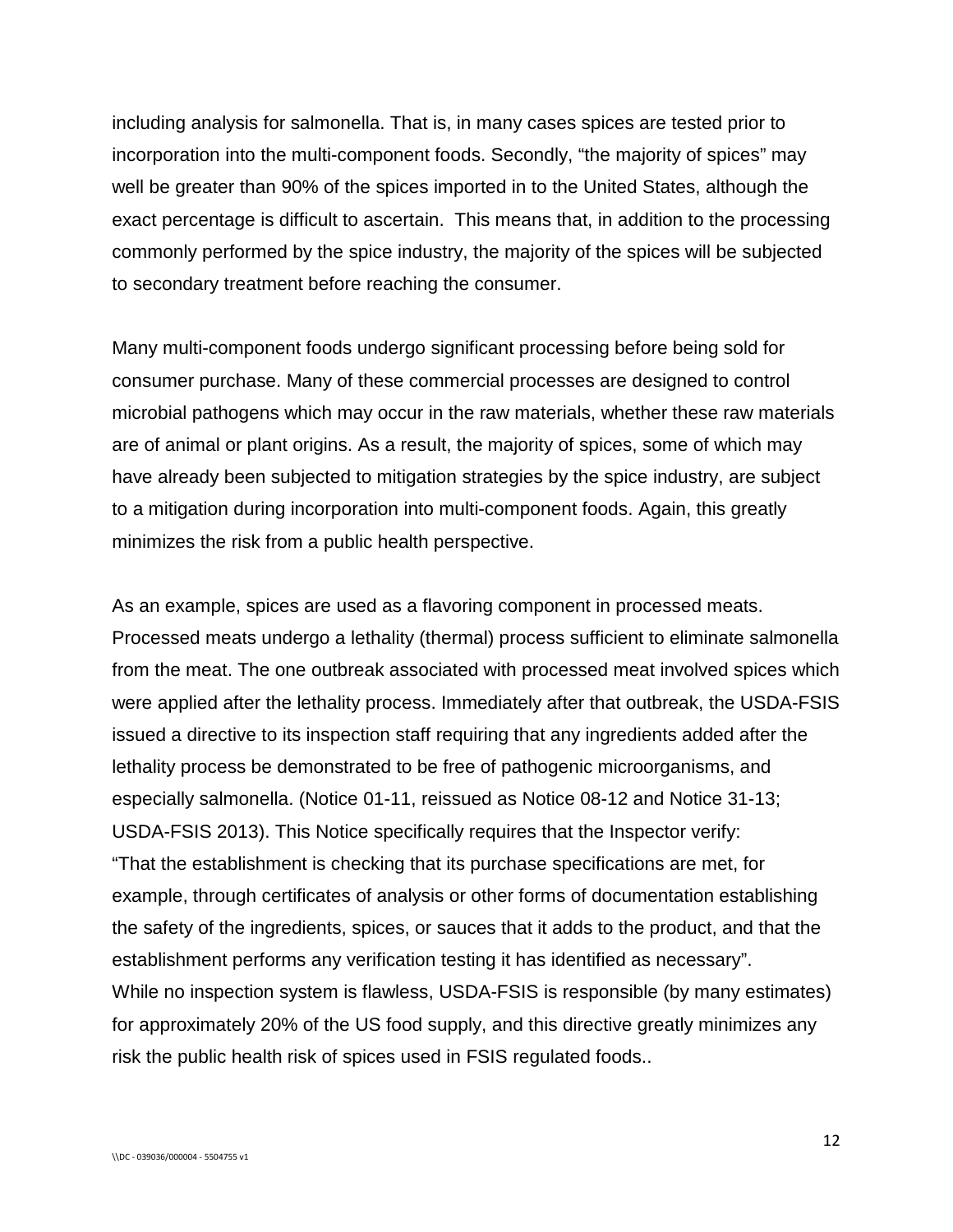including analysis for salmonella. That is, in many cases spices are tested prior to incorporation into the multi-component foods. Secondly, "the majority of spices" may well be greater than 90% of the spices imported in to the United States, although the exact percentage is difficult to ascertain. This means that, in addition to the processing commonly performed by the spice industry, the majority of the spices will be subjected to secondary treatment before reaching the consumer.

Many multi-component foods undergo significant processing before being sold for consumer purchase. Many of these commercial processes are designed to control microbial pathogens which may occur in the raw materials, whether these raw materials are of animal or plant origins. As a result, the majority of spices, some of which may have already been subjected to mitigation strategies by the spice industry, are subject to a mitigation during incorporation into multi-component foods. Again, this greatly minimizes the risk from a public health perspective.

As an example, spices are used as a flavoring component in processed meats. Processed meats undergo a lethality (thermal) process sufficient to eliminate salmonella from the meat. The one outbreak associated with processed meat involved spices which were applied after the lethality process. Immediately after that outbreak, the USDA-FSIS issued a directive to its inspection staff requiring that any ingredients added after the lethality process be demonstrated to be free of pathogenic microorganisms, and especially salmonella. (Notice 01-11, reissued as Notice 08-12 and Notice 31-13; USDA-FSIS 2013). This Notice specifically requires that the Inspector verify:
"That the establishment is checking that its purchase specifications are met, for example, through certificates of analysis or other forms of documentation establishing the safety of the ingredients, spices, or sauces that it adds to the product, and that the establishment performs any verification testing it has identified as necessary".
While no inspection system is flawless, USDA-FSIS is responsible (by many estimates) for approximately 20% of the US food supply, and this directive greatly minimizes any risk the public health risk of spices used in FSIS regulated foods..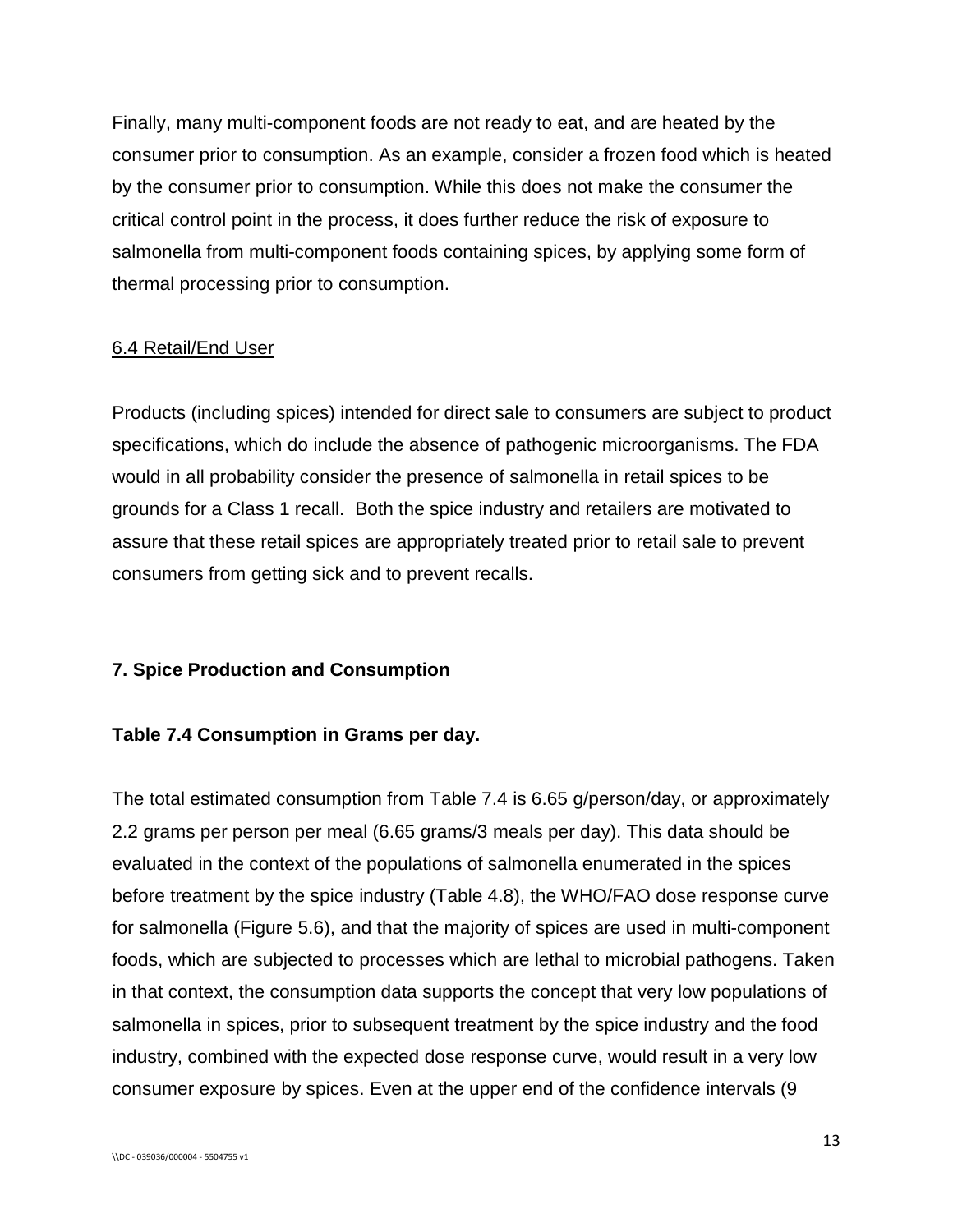Finally, many multi-component foods are not ready to eat, and are heated by the consumer prior to consumption. As an example, consider a frozen food which is heated by the consumer prior to consumption. While this does not make the consumer the critical control point in the process, it does further reduce the risk of exposure to salmonella from multi-component foods containing spices, by applying some form of thermal processing prior to consumption.

### 6.4 Retail/End User

Products (including spices) intended for direct sale to consumers are subject to product specifications, which do include the absence of pathogenic microorganisms. The FDA would in all probability consider the presence of salmonella in retail spices to be grounds for a Class 1 recall. Both the spice industry and retailers are motivated to assure that these retail spices are appropriately treated prior to retail sale to prevent consumers from getting sick and to prevent recalls.

## 7. Spice Production and Consumption

**Table 7.4 Consumption in Grams per day.**

The total estimated consumption from Table 7.4 is 6.65 g/person/day, or approximately 2.2 grams per person per meal (6.65 grams/3 meals per day). This data should be evaluated in the context of the populations of salmonella enumerated in the spices before treatment by the spice industry (Table 4.8), the WHO/FAO dose response curve for salmonella (Figure 5.6), and that the majority of spices are used in multi-component foods, which are subjected to processes which are lethal to microbial pathogens. Taken in that context, the consumption data supports the concept that very low populations of salmonella in spices, prior to subsequent treatment by the spice industry and the food industry, combined with the expected dose response curve, would result in a very low consumer exposure by spices. Even at the upper end of the confidence intervals (9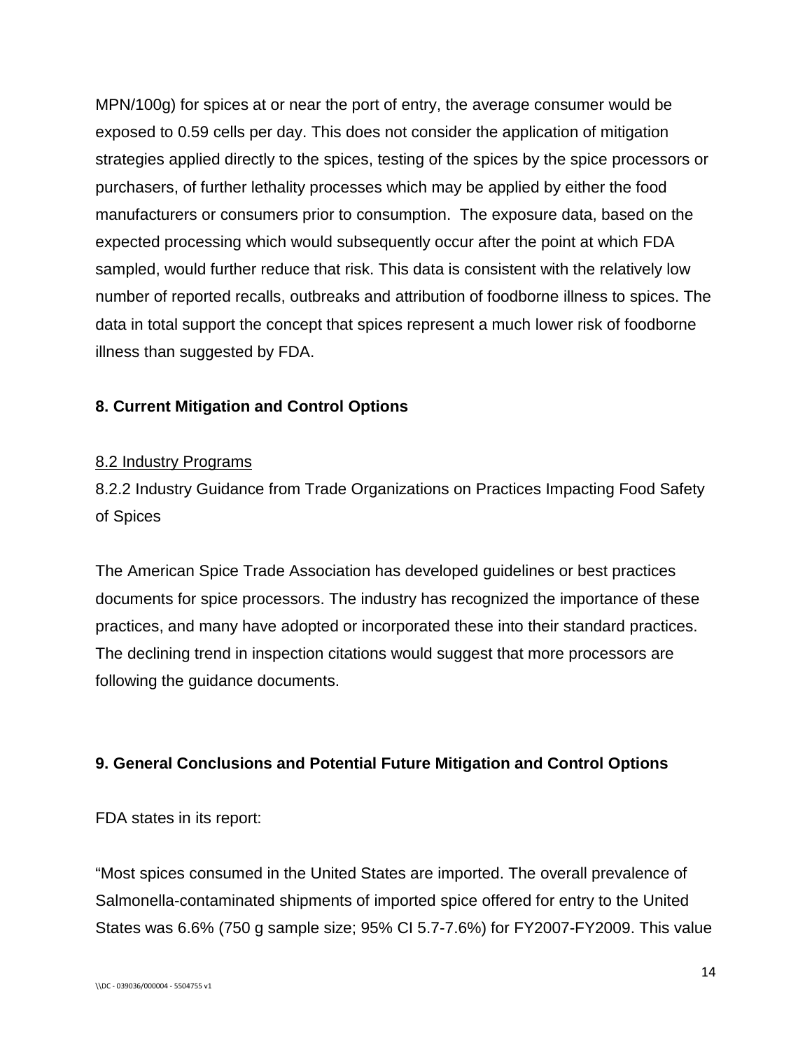MPN/100g) for spices at or near the port of entry, the average consumer would be exposed to 0.59 cells per day. This does not consider the application of mitigation strategies applied directly to the spices, testing of the spices by the spice processors or purchasers, of further lethality processes which may be applied by either the food manufacturers or consumers prior to consumption. The exposure data, based on the expected processing which would subsequently occur after the point at which FDA sampled, would further reduce that risk. This data is consistent with the relatively low number of reported recalls, outbreaks and attribution of foodborne illness to spices. The data in total support the concept that spices represent a much lower risk of foodborne illness than suggested by FDA.

## 8. Current Mitigation and Control Options

8.2 Industry Programs

8.2.2 Industry Guidance from Trade Organizations on Practices Impacting Food Safety of Spices

The American Spice Trade Association has developed guidelines or best practices documents for spice processors. The industry has recognized the importance of these practices, and many have adopted or incorporated these into their standard practices. The declining trend in inspection citations would suggest that more processors are following the guidance documents.

## 9. General Conclusions and Potential Future Mitigation and Control Options

FDA states in its report:

"Most spices consumed in the United States are imported. The overall prevalence of Salmonella-contaminated shipments of imported spice offered for entry to the United States was 6.6% (750 g sample size; 95% CI 5.7-7.6%) for FY2007-FY2009. This value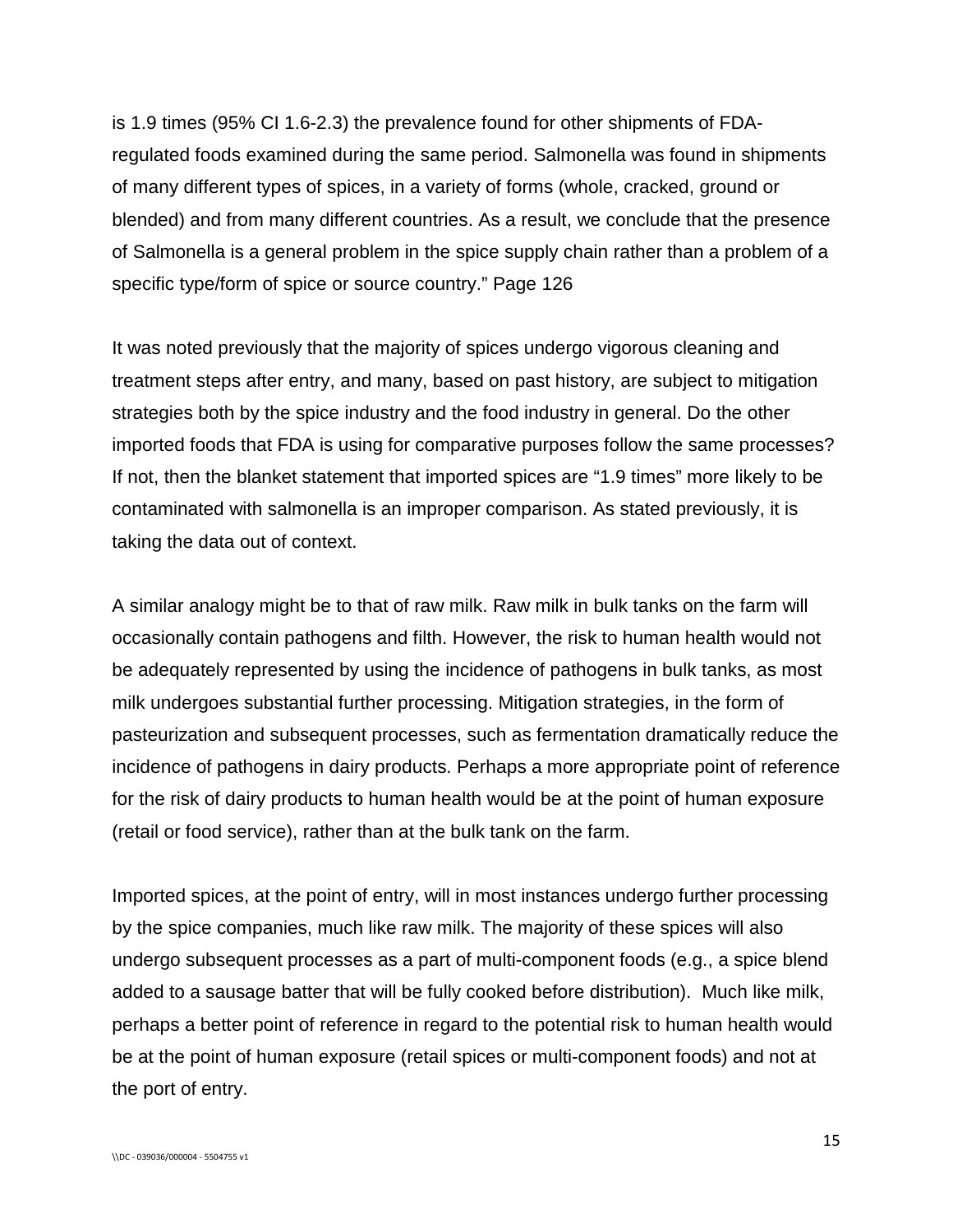is 1.9 times (95% CI 1.6-2.3) the prevalence found for other shipments of FDA-regulated foods examined during the same period. Salmonella was found in shipments of many different types of spices, in a variety of forms (whole, cracked, ground or blended) and from many different countries. As a result, we conclude that the presence of Salmonella is a general problem in the spice supply chain rather than a problem of a specific type/form of spice or source country." Page 126

It was noted previously that the majority of spices undergo vigorous cleaning and treatment steps after entry, and many, based on past history, are subject to mitigation strategies both by the spice industry and the food industry in general. Do the other imported foods that FDA is using for comparative purposes follow the same processes? If not, then the blanket statement that imported spices are "1.9 times" more likely to be contaminated with salmonella is an improper comparison. As stated previously, it is taking the data out of context.

A similar analogy might be to that of raw milk. Raw milk in bulk tanks on the farm will occasionally contain pathogens and filth. However, the risk to human health would not be adequately represented by using the incidence of pathogens in bulk tanks, as most milk undergoes substantial further processing. Mitigation strategies, in the form of pasteurization and subsequent processes, such as fermentation dramatically reduce the incidence of pathogens in dairy products. Perhaps a more appropriate point of reference for the risk of dairy products to human health would be at the point of human exposure (retail or food service), rather than at the bulk tank on the farm.

Imported spices, at the point of entry, will in most instances undergo further processing by the spice companies, much like raw milk. The majority of these spices will also undergo subsequent processes as a part of multi-component foods (e.g., a spice blend added to a sausage batter that will be fully cooked before distribution). Much like milk, perhaps a better point of reference in regard to the potential risk to human health would be at the point of human exposure (retail spices or multi-component foods) and not at the port of entry.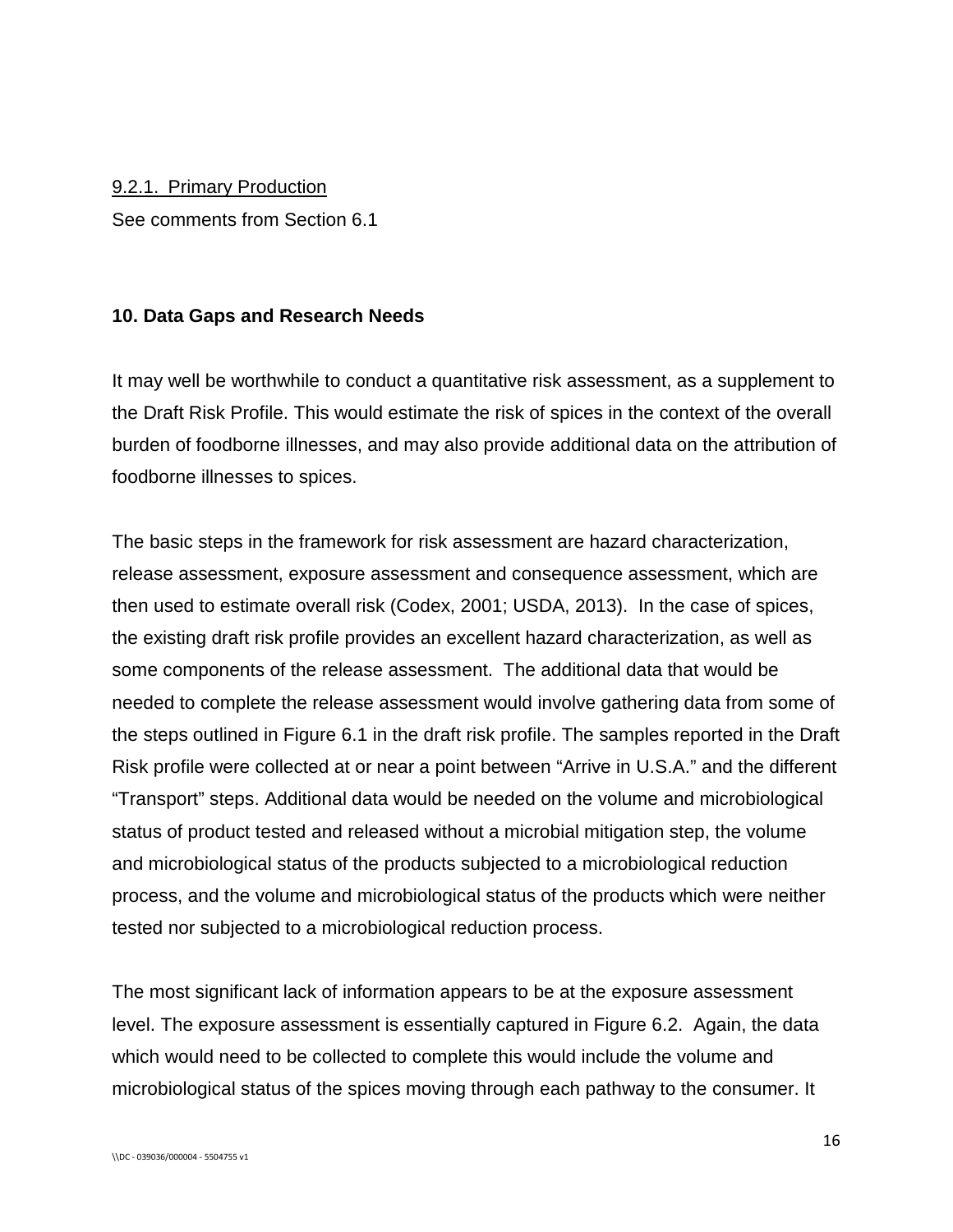9.2.1. Primary Production

See comments from Section 6.1

## 10. Data Gaps and Research Needs

It may well be worthwhile to conduct a quantitative risk assessment, as a supplement to the Draft Risk Profile. This would estimate the risk of spices in the context of the overall burden of foodborne illnesses, and may also provide additional data on the attribution of foodborne illnesses to spices.

The basic steps in the framework for risk assessment are hazard characterization, release assessment, exposure assessment and consequence assessment, which are then used to estimate overall risk (Codex, 2001; USDA, 2013). In the case of spices, the existing draft risk profile provides an excellent hazard characterization, as well as some components of the release assessment. The additional data that would be needed to complete the release assessment would involve gathering data from some of the steps outlined in Figure 6.1 in the draft risk profile. The samples reported in the Draft Risk profile were collected at or near a point between "Arrive in U.S.A." and the different "Transport" steps. Additional data would be needed on the volume and microbiological status of product tested and released without a microbial mitigation step, the volume and microbiological status of the products subjected to a microbiological reduction process, and the volume and microbiological status of the products which were neither tested nor subjected to a microbiological reduction process.

The most significant lack of information appears to be at the exposure assessment level. The exposure assessment is essentially captured in Figure 6.2. Again, the data which would need to be collected to complete this would include the volume and microbiological status of the spices moving through each pathway to the consumer. It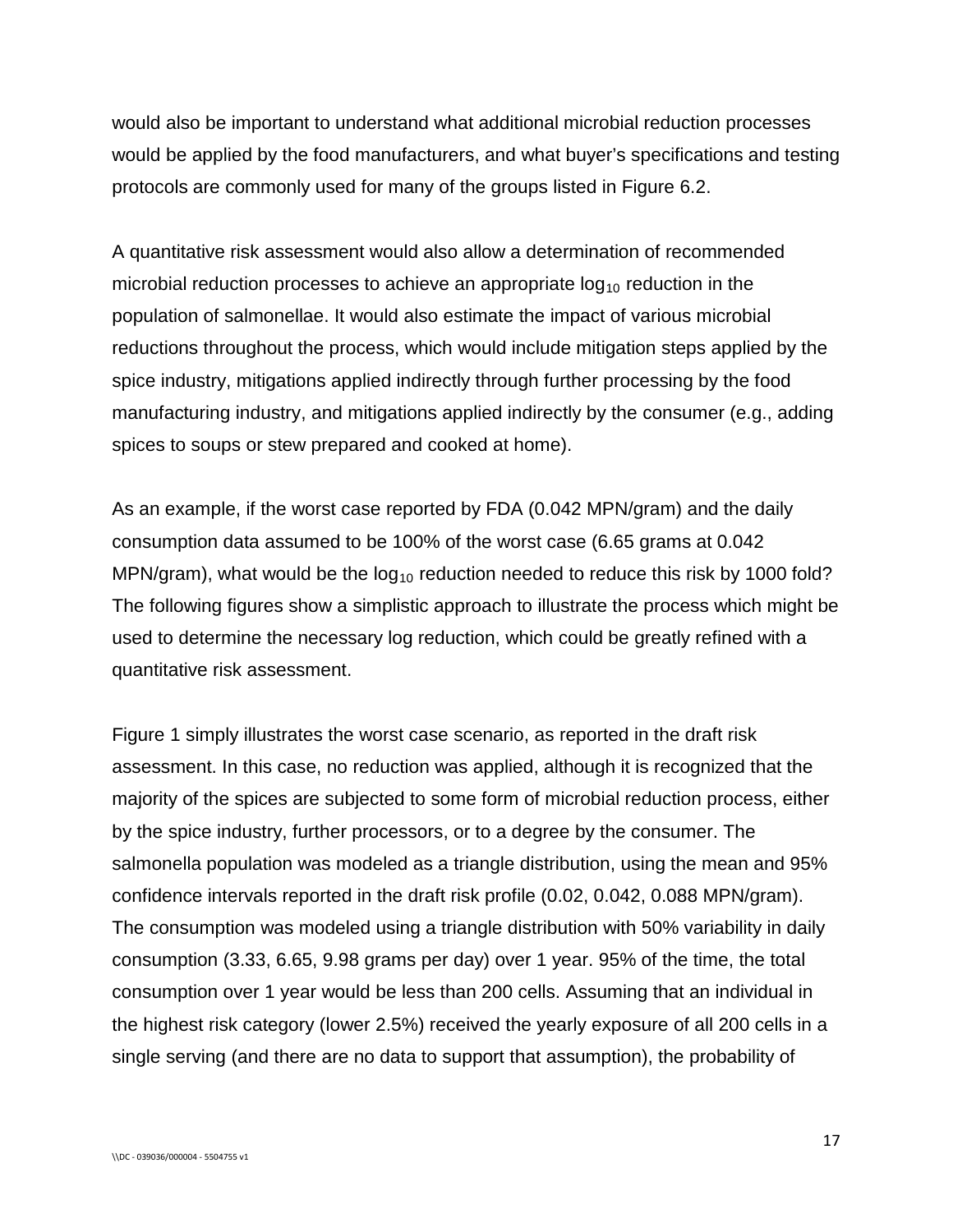would also be important to understand what additional microbial reduction processes would be applied by the food manufacturers, and what buyer's specifications and testing protocols are commonly used for many of the groups listed in Figure 6.2.

A quantitative risk assessment would also allow a determination of recommended microbial reduction processes to achieve an appropriate $\log_{10}$ reduction in the population of salmonellae. It would also estimate the impact of various microbial reductions throughout the process, which would include mitigation steps applied by the spice industry, mitigations applied indirectly through further processing by the food manufacturing industry, and mitigations applied indirectly by the consumer (e.g., adding spices to soups or stew prepared and cooked at home).

As an example, if the worst case reported by FDA (0.042 MPN/gram) and the daily consumption data assumed to be 100% of the worst case (6.65 grams at 0.042 MPN/gram), what would be the $\log_{10}$ reduction needed to reduce this risk by 1000 fold? The following figures show a simplistic approach to illustrate the process which might be used to determine the necessary log reduction, which could be greatly refined with a quantitative risk assessment.

Figure 1 simply illustrates the worst case scenario, as reported in the draft risk assessment. In this case, no reduction was applied, although it is recognized that the majority of the spices are subjected to some form of microbial reduction process, either by the spice industry, further processors, or to a degree by the consumer. The salmonella population was modeled as a triangle distribution, using the mean and 95% confidence intervals reported in the draft risk profile (0.02, 0.042, 0.088 MPN/gram). The consumption was modeled using a triangle distribution with 50% variability in daily consumption (3.33, 6.65, 9.98 grams per day) over 1 year. 95% of the time, the total consumption over 1 year would be less than 200 cells. Assuming that an individual in the highest risk category (lower 2.5%) received the yearly exposure of all 200 cells in a single serving (and there are no data to support that assumption), the probability of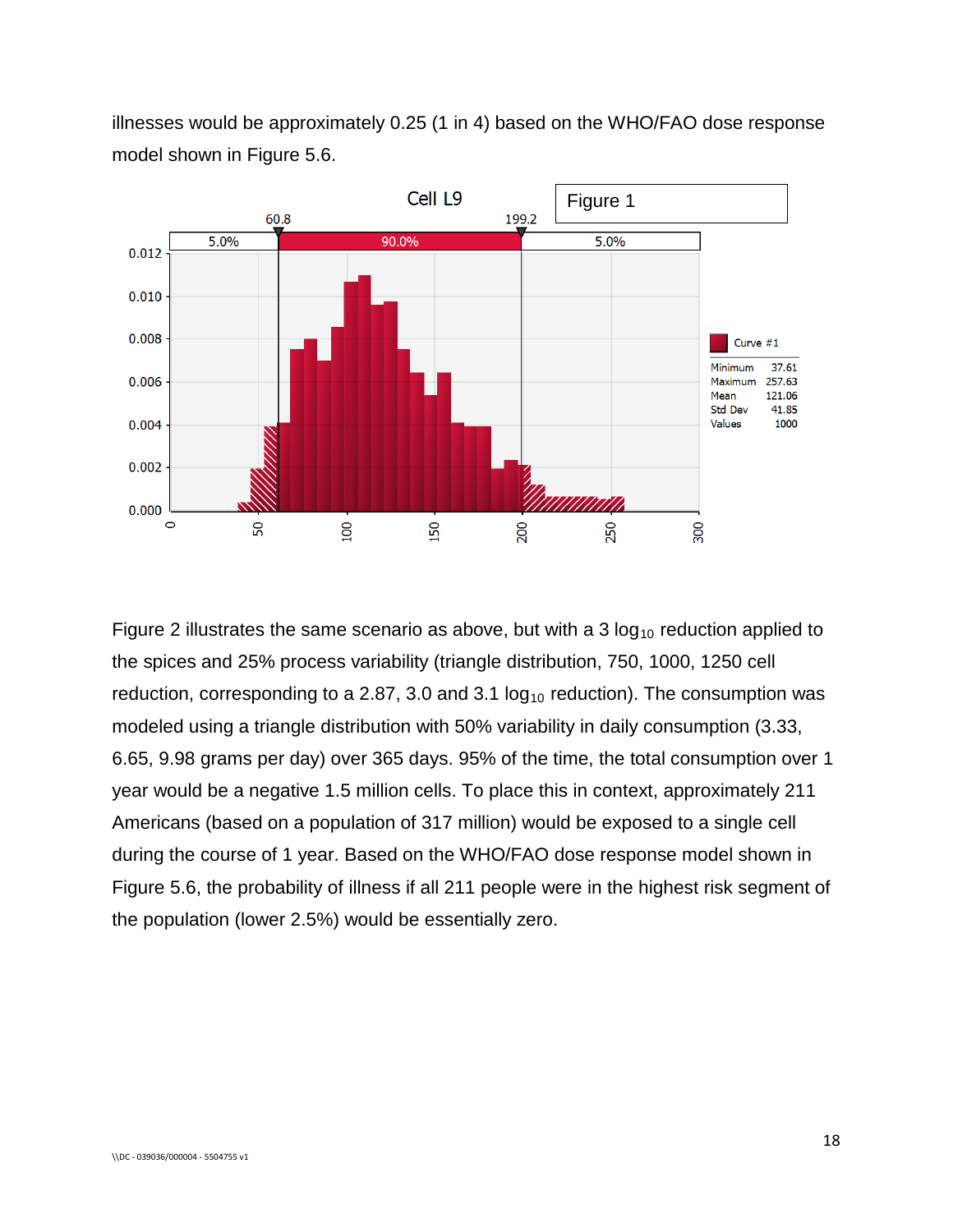illnesses would be approximately 0.25 (1 in 4) based on the WHO/FAO dose response model shown in Figure 5.6.

Figure 2 illustrates the same scenario as above, but with a 3 $\log_{10}$ reduction applied to the spices and 25% process variability (triangle distribution, 750, 1000, 1250 cell reduction, corresponding to a 2.87, 3.0 and 3.1 $\log_{10}$ reduction). The consumption was modeled using a triangle distribution with 50% variability in daily consumption (3.33, 6.65, 9.98 grams per day) over 365 days. 95% of the time, the total consumption over 1 year would be a negative 1.5 million cells. To place this in context, approximately 211 Americans (based on a population of 317 million) would be exposed to a single cell during the course of 1 year. Based on the WHO/FAO dose response model shown in Figure 5.6, the probability of illness if all 211 people were in the highest risk segment of the population (lower 2.5%) would be essentially zero.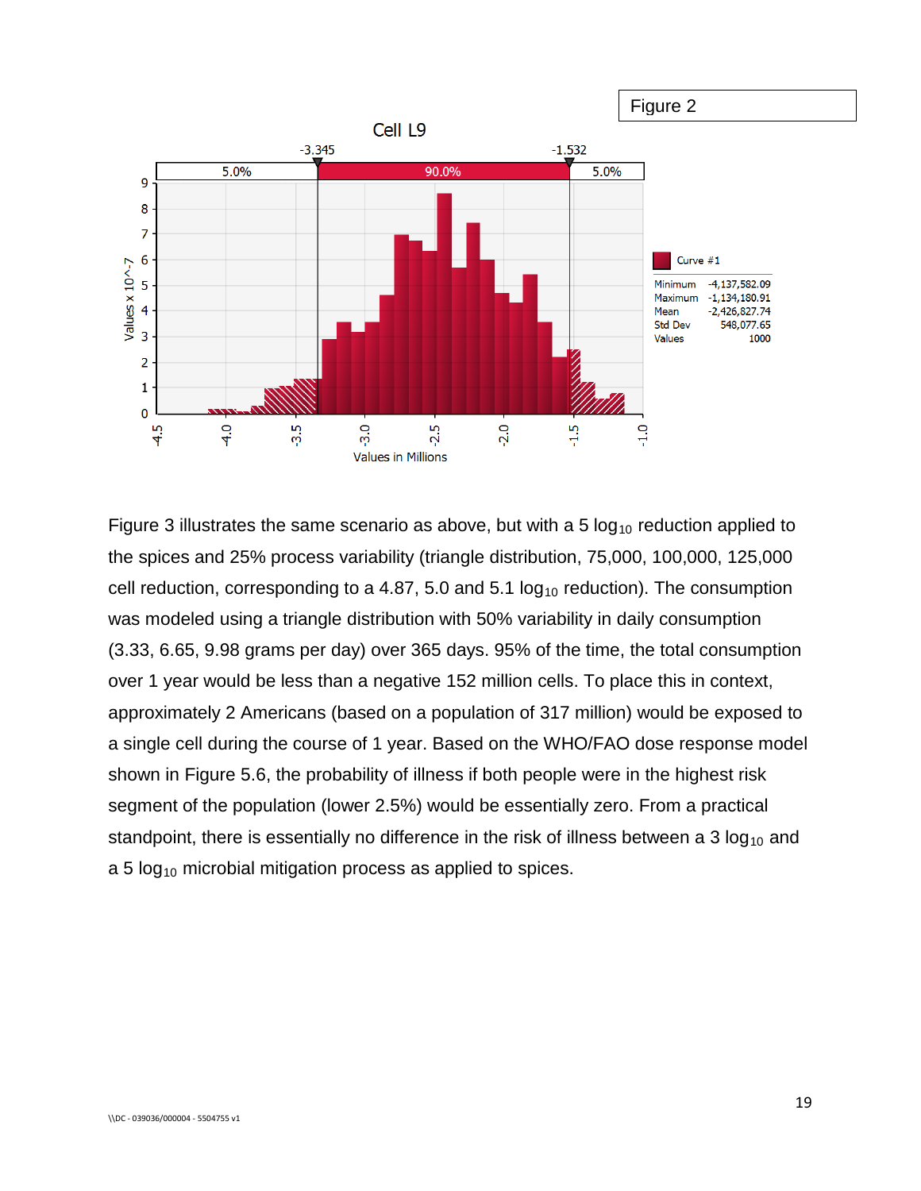Figure 2

Cell L9

| | |
|---|---|
| Minimum | -4,137,582.09 |
| Maximum | -1,134,180.91 |
| Mean | -2,426,827.74 |
| Std Dev | 548,077.65 |
| Values | 1000 |

Figure 3 illustrates the same scenario as above, but with a 5 $\log_{10}$ reduction applied to the spices and 25% process variability (triangle distribution, 75,000, 100,000, 125,000 cell reduction, corresponding to a 4.87, 5.0 and 5.1 $\log_{10}$ reduction). The consumption was modeled using a triangle distribution with 50% variability in daily consumption (3.33, 6.65, 9.98 grams per day) over 365 days. 95% of the time, the total consumption over 1 year would be less than a negative 152 million cells. To place this in context, approximately 2 Americans (based on a population of 317 million) would be exposed to a single cell during the course of 1 year. Based on the WHO/FAO dose response model shown in Figure 5.6, the probability of illness if both people were in the highest risk segment of the population (lower 2.5%) would be essentially zero. From a practical standpoint, there is essentially no difference in the risk of illness between a 3 $\log_{10}$ and a 5 $\log_{10}$ microbial mitigation process as applied to spices.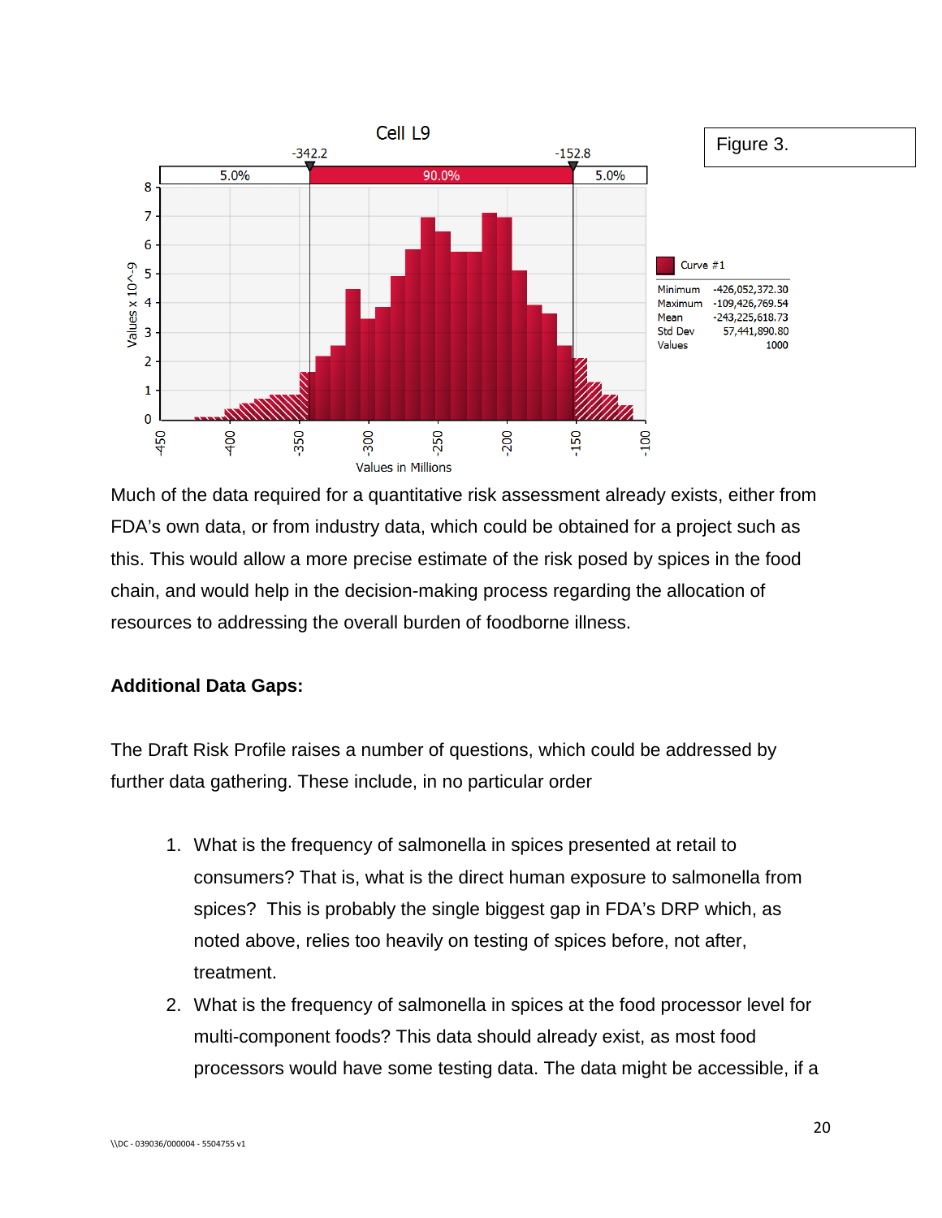Figure 3.

Much of the data required for a quantitative risk assessment already exists, either from FDA's own data, or from industry data, which could be obtained for a project such as this. This would allow a more precise estimate of the risk posed by spices in the food chain, and would help in the decision-making process regarding the allocation of resources to addressing the overall burden of foodborne illness.

**Additional Data Gaps:**

The Draft Risk Profile raises a number of questions, which could be addressed by further data gathering. These include, in no particular order

1. What is the frequency of salmonella in spices presented at retail to consumers? That is, what is the direct human exposure to salmonella from spices? This is probably the single biggest gap in FDA's DRP which, as noted above, relies too heavily on testing of spices before, not after, treatment.
2. What is the frequency of salmonella in spices at the food processor level for multi-component foods? This data should already exist, as most food processors would have some testing data. The data might be accessible, if a

\\DC - 039036/000004 - 5504755 v1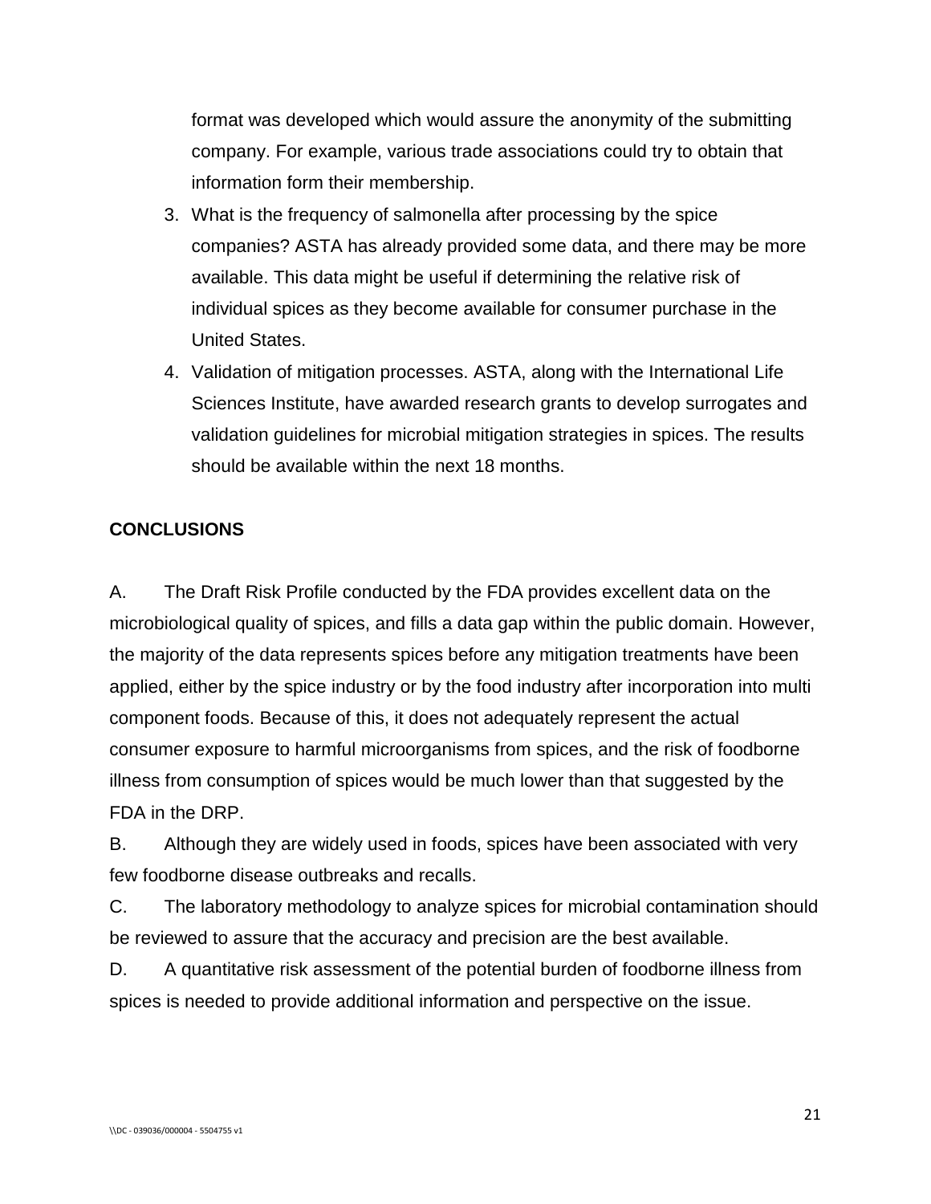format was developed which would assure the anonymity of the submitting company. For example, various trade associations could try to obtain that information form their membership.

3. What is the frequency of salmonella after processing by the spice companies? ASTA has already provided some data, and there may be more available. This data might be useful if determining the relative risk of individual spices as they become available for consumer purchase in the United States.
4. Validation of mitigation processes. ASTA, along with the International Life Sciences Institute, have awarded research grants to develop surrogates and validation guidelines for microbial mitigation strategies in spices. The results should be available within the next 18 months.

**CONCLUSIONS**

A. The Draft Risk Profile conducted by the FDA provides excellent data on the microbiological quality of spices, and fills a data gap within the public domain. However, the majority of the data represents spices before any mitigation treatments have been applied, either by the spice industry or by the food industry after incorporation into multi component foods. Because of this, it does not adequately represent the actual consumer exposure to harmful microorganisms from spices, and the risk of foodborne illness from consumption of spices would be much lower than that suggested by the FDA in the DRP.

B. Although they are widely used in foods, spices have been associated with very few foodborne disease outbreaks and recalls.

C. The laboratory methodology to analyze spices for microbial contamination should be reviewed to assure that the accuracy and precision are the best available.

D. A quantitative risk assessment of the potential burden of foodborne illness from spices is needed to provide additional information and perspective on the issue.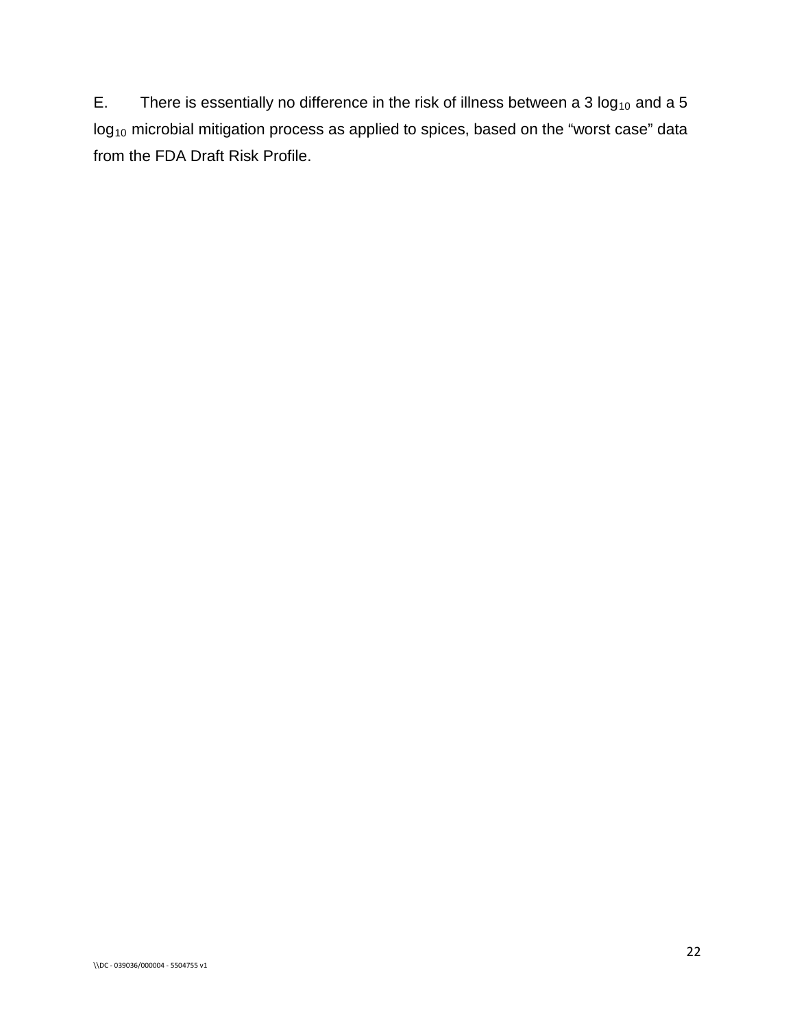E. There is essentially no difference in the risk of illness between a 3 $\log_{10}$ and a 5 $\log_{10}$ microbial mitigation process as applied to spices, based on the "worst case" data from the FDA Draft Risk Profile.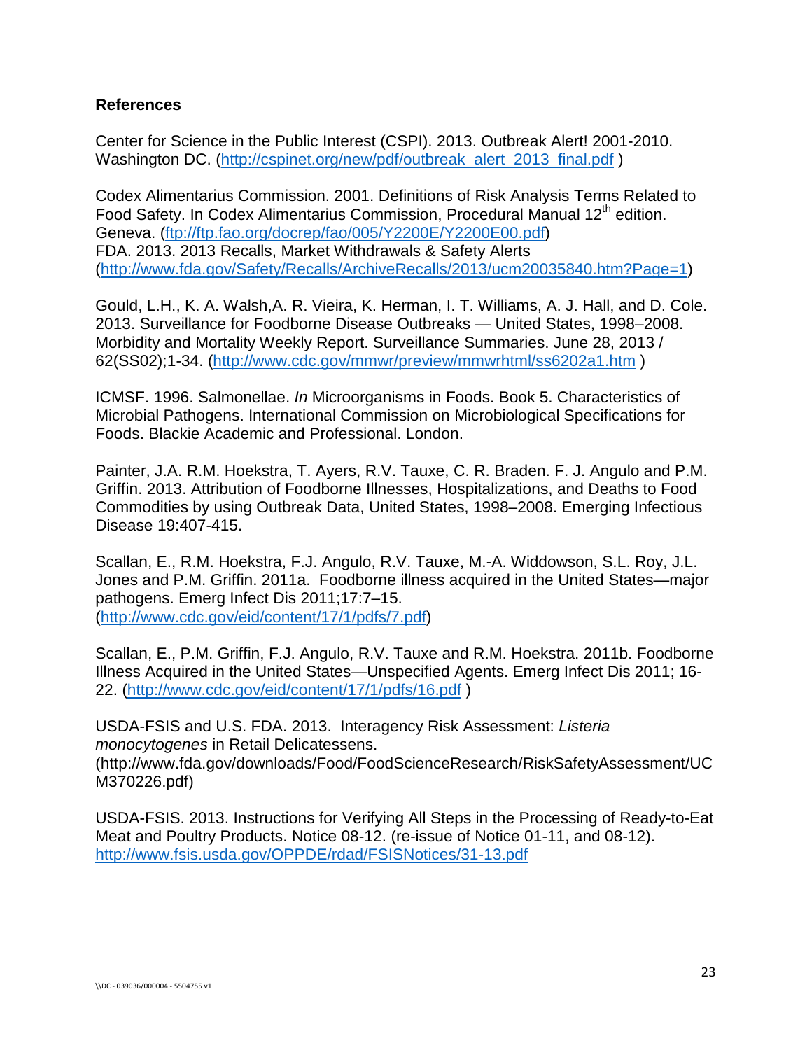**References**

Center for Science in the Public Interest (CSPI). 2013. Outbreak Alert! 2001-2010. Washington DC. (http://cspinet.org/new/pdf/outbreak_alert_2013_final.pdf )

Codex Alimentarius Commission. 2001. Definitions of Risk Analysis Terms Related to Food Safety. In Codex Alimentarius Commission, Procedural Manual 12th edition. Geneva. (ftp://ftp.fao.org/docrep/fao/005/Y2200E/Y2200E00.pdf)
FDA. 2013. 2013 Recalls, Market Withdrawals & Safety Alerts (http://www.fda.gov/Safety/Recalls/ArchiveRecalls/2013/ucm20035840.htm?Page=1)

Gould, L.H., K. A. Walsh,A. R. Vieira, K. Herman, I. T. Williams, A. J. Hall, and D. Cole. 2013. Surveillance for Foodborne Disease Outbreaks — United States, 1998–2008. Morbidity and Mortality Weekly Report. Surveillance Summaries. June 28, 2013 / 62(SS02);1-34. (http://www.cdc.gov/mmwr/preview/mmwrhtml/ss6202a1.htm )

ICMSF. 1996. Salmonellae. *In* Microorganisms in Foods. Book 5. Characteristics of Microbial Pathogens. International Commission on Microbiological Specifications for Foods. Blackie Academic and Professional. London.

Painter, J.A. R.M. Hoekstra, T. Ayers, R.V. Tauxe, C. R. Braden. F. J. Angulo and P.M. Griffin. 2013. Attribution of Foodborne Illnesses, Hospitalizations, and Deaths to Food Commodities by using Outbreak Data, United States, 1998–2008. Emerging Infectious Disease 19:407-415.

Scallan, E., R.M. Hoekstra, F.J. Angulo, R.V. Tauxe, M.-A. Widdowson, S.L. Roy, J.L. Jones and P.M. Griffin. 2011a. Foodborne illness acquired in the United States—major pathogens. Emerg Infect Dis 2011;17:7–15. (http://www.cdc.gov/eid/content/17/1/pdfs/7.pdf)

Scallan, E., P.M. Griffin, F.J. Angulo, R.V. Tauxe and R.M. Hoekstra. 2011b. Foodborne Illness Acquired in the United States—Unspecified Agents. Emerg Infect Dis 2011; 16-22. (http://www.cdc.gov/eid/content/17/1/pdfs/16.pdf )

USDA-FSIS and U.S. FDA. 2013. Interagency Risk Assessment: *Listeria monocytogenes* in Retail Delicatessens. (http://www.fda.gov/downloads/Food/FoodScienceResearch/RiskSafetyAssessment/UCM370226.pdf)

USDA-FSIS. 2013. Instructions for Verifying All Steps in the Processing of Ready-to-Eat Meat and Poultry Products. Notice 08-12. (re-issue of Notice 01-11, and 08-12). http://www.fsis.usda.gov/OPPDE/rdad/FSISNotices/31-13.pdf